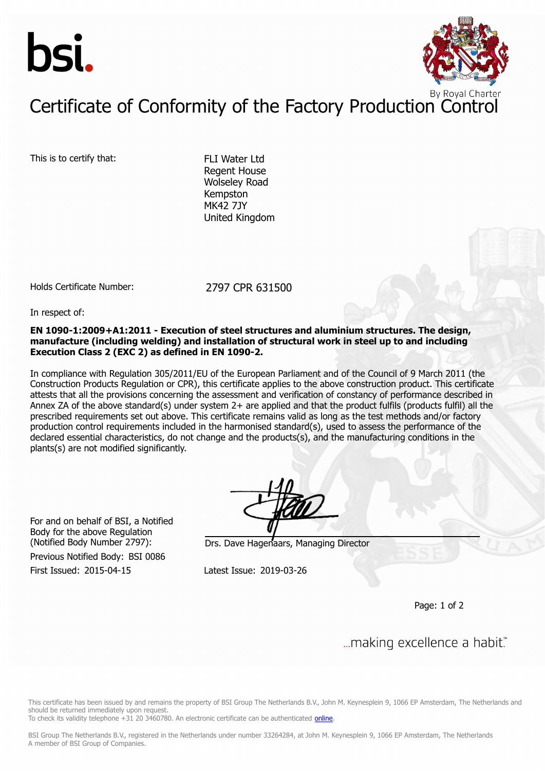bsi.

By Royal Charter

# Certificate of Conformity of the Factory Production Control

This is to certify that:

FLI Water Ltd
Regent House
Wolseley Road
Kempston
MK42 7JY
United Kingdom

Holds Certificate Number: 2797 CPR 631500

In respect of:

**EN 1090-1:2009+A1:2011 - Execution of steel structures and aluminium structures. The design, manufacture (including welding) and installation of structural work in steel up to and including Execution Class 2 (EXC 2) as defined in EN 1090-2.**

In compliance with Regulation 305/2011/EU of the European Parliament and of the Council of 9 March 2011 (the Construction Products Regulation or CPR), this certificate applies to the above construction product. This certificate attests that all the provisions concerning the assessment and verification of constancy of performance described in Annex ZA of the above standard(s) under system 2+ are applied and that the product fulfils (products fulfil) all the prescribed requirements set out above. This certificate remains valid as long as the test methods and/or factory production control requirements included in the harmonised standard(s), used to assess the performance of the declared essential characteristics, do not change and the products(s), and the manufacturing conditions in the plants(s) are not modified significantly.

For and on behalf of BSI, a Notified Body for the above Regulation (Notified Body Number 2797):

Drs. Dave Hagenaars, Managing Director

Previous Notified Body: BSI 0086

First Issued: 2015-04-15

Latest Issue: 2019-03-26

...making excellence a habit.™

This certificate has been issued by and remains the property of BSI Group The Netherlands B.V., John M. Keynesplein 9, 1066 EP Amsterdam, The Netherlands and should be returned immediately upon request.
To check its validity telephone +31 20 3460780. An electronic certificate can be authenticated online.

BSI Group The Netherlands B.V., registered in the Netherlands under number 33264284, at John M. Keynesplein 9, 1066 EP Amsterdam, The Netherlands
A member of BSI Group of Companies.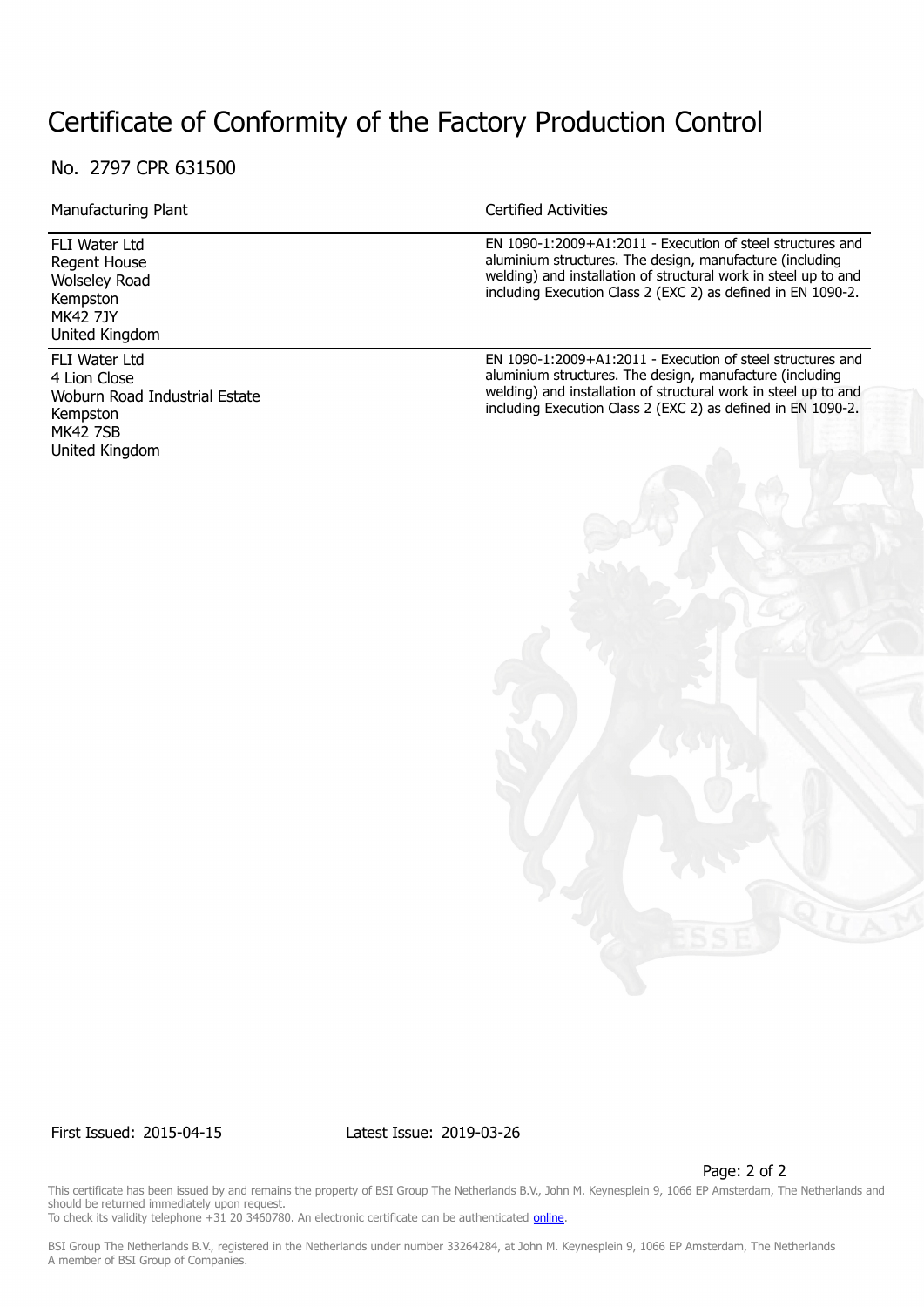# Certificate of Conformity of the Factory Production Control

## No. 2797 CPR 631500

| Manufacturing Plant | Certified Activities |
| --- | --- |
| FLI Water Ltd<br>Regent House<br>Wolseley Road<br>Kempston<br>MK42 7JY<br>United Kingdom | EN 1090-1:2009+A1:2011 - Execution of steel structures and aluminium structures. The design, manufacture (including welding) and installation of structural work in steel up to and including Execution Class 2 (EXC 2) as defined in EN 1090-2. |
| FLI Water Ltd<br>4 Lion Close<br>Woburn Road Industrial Estate<br>Kempston<br>MK42 7SB<br>United Kingdom | EN 1090-1:2009+A1:2011 - Execution of steel structures and aluminium structures. The design, manufacture (including welding) and installation of structural work in steel up to and including Execution Class 2 (EXC 2) as defined in EN 1090-2. |

First Issued: 2015-04-15 Latest Issue: 2019-03-26

This certificate has been issued by and remains the property of BSI Group The Netherlands B.V., John M. Keynesplein 9, 1066 EP Amsterdam, The Netherlands and should be returned immediately upon request.
To check its validity telephone +31 20 3460780. An electronic certificate can be authenticated online.

BSI Group The Netherlands B.V., registered in the Netherlands under number 33264284, at John M. Keynesplein 9, 1066 EP Amsterdam, The Netherlands
A member of BSI Group of Companies.